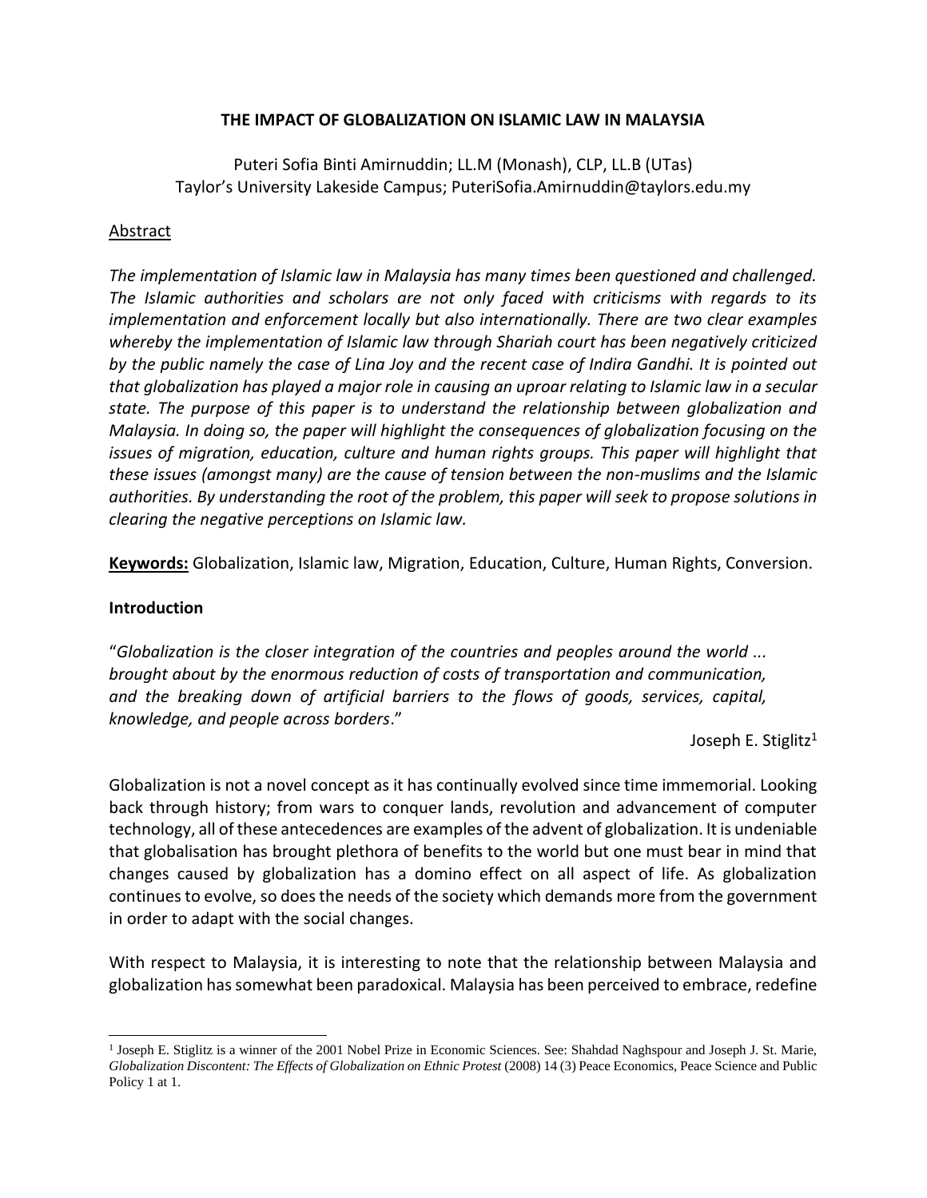# THE IMPACT OF GLOBALIZATION ON ISLAMIC LAW IN MALAYSIA

Puteri Sofia Binti Amirnuddin; LL.M (Monash), CLP, LL.B (UTas)
Taylor's University Lakeside Campus; PuteriSofia.Amirnuddin@taylors.edu.my

## Abstract

*The implementation of Islamic law in Malaysia has many times been questioned and challenged. The Islamic authorities and scholars are not only faced with criticisms with regards to its implementation and enforcement locally but also internationally. There are two clear examples whereby the implementation of Islamic law through Shariah court has been negatively criticized by the public namely the case of Lina Joy and the recent case of Indira Gandhi. It is pointed out that globalization has played a major role in causing an uproar relating to Islamic law in a secular state. The purpose of this paper is to understand the relationship between globalization and Malaysia. In doing so, the paper will highlight the consequences of globalization focusing on the issues of migration, education, culture and human rights groups. This paper will highlight that these issues (amongst many) are the cause of tension between the non-muslims and the Islamic authorities. By understanding the root of the problem, this paper will seek to propose solutions in clearing the negative perceptions on Islamic law.*

**Keywords:** Globalization, Islamic law, Migration, Education, Culture, Human Rights, Conversion.

## Introduction

"*Globalization is the closer integration of the countries and peoples around the world ... brought about by the enormous reduction of costs of transportation and communication, and the breaking down of artificial barriers to the flows of goods, services, capital, knowledge, and people across borders*."

Joseph E. Stiglitz[1]

Globalization is not a novel concept as it has continually evolved since time immemorial. Looking back through history; from wars to conquer lands, revolution and advancement of computer technology, all of these antecedences are examples of the advent of globalization. It is undeniable that globalisation has brought plethora of benefits to the world but one must bear in mind that changes caused by globalization has a domino effect on all aspect of life. As globalization continues to evolve, so does the needs of the society which demands more from the government in order to adapt with the social changes.

With respect to Malaysia, it is interesting to note that the relationship between Malaysia and globalization has somewhat been paradoxical. Malaysia has been perceived to embrace, redefine

---

[1] Joseph E. Stiglitz is a winner of the 2001 Nobel Prize in Economic Sciences. See: Shahdad Naghspour and Joseph J. St. Marie, *Globalization Discontent: The Effects of Globalization on Ethnic Protest* (2008) 14 (3) Peace Economics, Peace Science and Public Policy 1 at 1.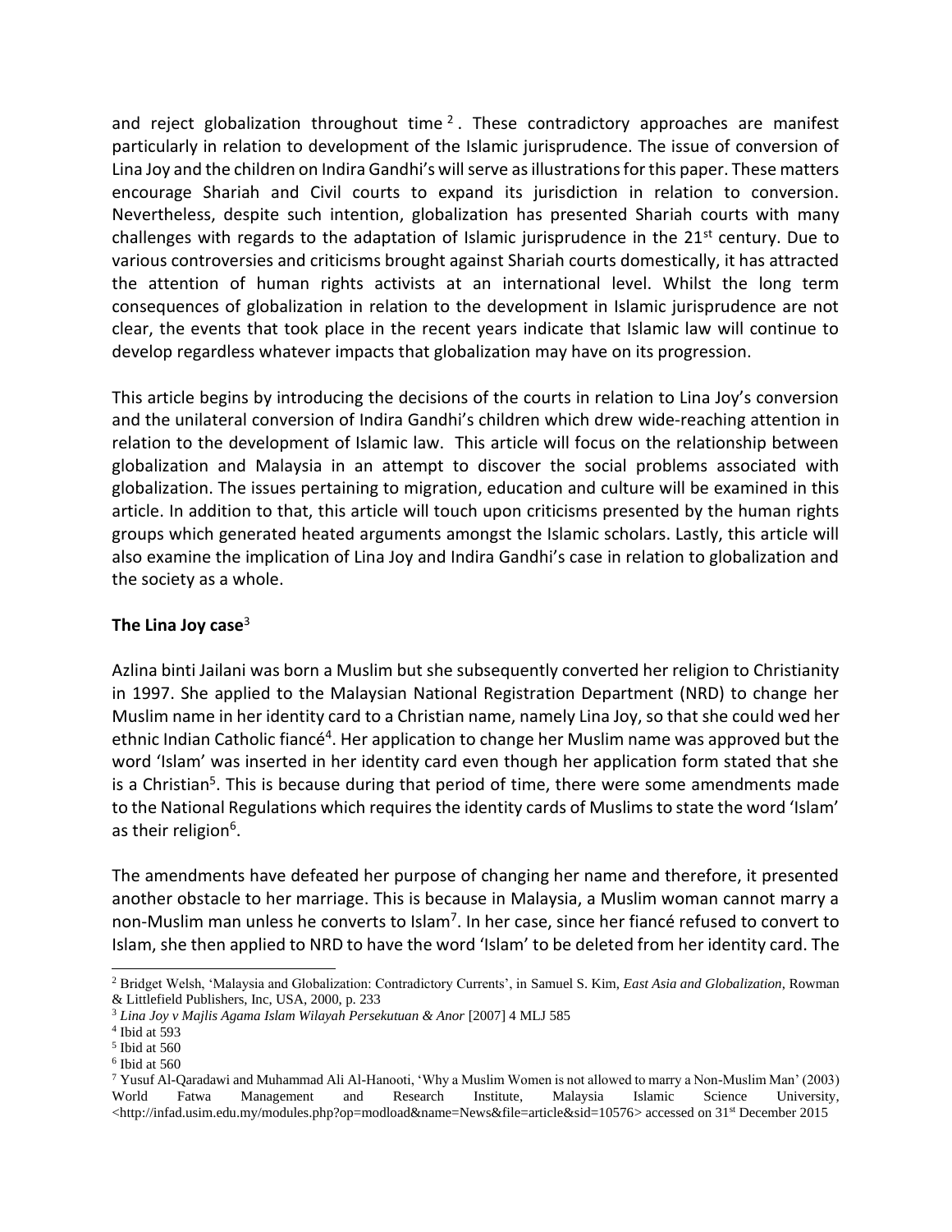and reject globalization throughout time [2]. These contradictory approaches are manifest particularly in relation to development of the Islamic jurisprudence. The issue of conversion of Lina Joy and the children on Indira Gandhi's will serve as illustrations for this paper. These matters encourage Shariah and Civil courts to expand its jurisdiction in relation to conversion. Nevertheless, despite such intention, globalization has presented Shariah courts with many challenges with regards to the adaptation of Islamic jurisprudence in the 21st century. Due to various controversies and criticisms brought against Shariah courts domestically, it has attracted the attention of human rights activists at an international level. Whilst the long term consequences of globalization in relation to the development in Islamic jurisprudence are not clear, the events that took place in the recent years indicate that Islamic law will continue to develop regardless whatever impacts that globalization may have on its progression.

This article begins by introducing the decisions of the courts in relation to Lina Joy's conversion and the unilateral conversion of Indira Gandhi's children which drew wide-reaching attention in relation to the development of Islamic law. This article will focus on the relationship between globalization and Malaysia in an attempt to discover the social problems associated with globalization. The issues pertaining to migration, education and culture will be examined in this article. In addition to that, this article will touch upon criticisms presented by the human rights groups which generated heated arguments amongst the Islamic scholars. Lastly, this article will also examine the implication of Lina Joy and Indira Gandhi's case in relation to globalization and the society as a whole.

**The Lina Joy case**[3]

Azlina binti Jailani was born a Muslim but she subsequently converted her religion to Christianity in 1997. She applied to the Malaysian National Registration Department (NRD) to change her Muslim name in her identity card to a Christian name, namely Lina Joy, so that she could wed her ethnic Indian Catholic fiancé[4]. Her application to change her Muslim name was approved but the word 'Islam' was inserted in her identity card even though her application form stated that she is a Christian[5]. This is because during that period of time, there were some amendments made to the National Regulations which requires the identity cards of Muslims to state the word 'Islam' as their religion[6].

The amendments have defeated her purpose of changing her name and therefore, it presented another obstacle to her marriage. This is because in Malaysia, a Muslim woman cannot marry a non-Muslim man unless he converts to Islam[7]. In her case, since her fiancé refused to convert to Islam, she then applied to NRD to have the word 'Islam' to be deleted from her identity card. The

---

[2] Bridget Welsh, 'Malaysia and Globalization: Contradictory Currents', in Samuel S. Kim, *East Asia and Globalization*, Rowman & Littlefield Publishers, Inc, USA, 2000, p. 233

[3] *Lina Joy v Majlis Agama Islam Wilayah Persekutuan & Anor* [2007] 4 MLJ 585

[4] Ibid at 593

[5] Ibid at 560

[6] Ibid at 560

[7] Yusuf Al-Qaradawi and Muhammad Ali Al-Hanooti, 'Why a Muslim Women is not allowed to marry a Non-Muslim Man' (2003) World Fatwa Management and Research Institute, Malaysia Islamic Science University, <http://infad.usim.edu.my/modules.php?op=modload&name=News&file=article&sid=10576> accessed on 31st December 2015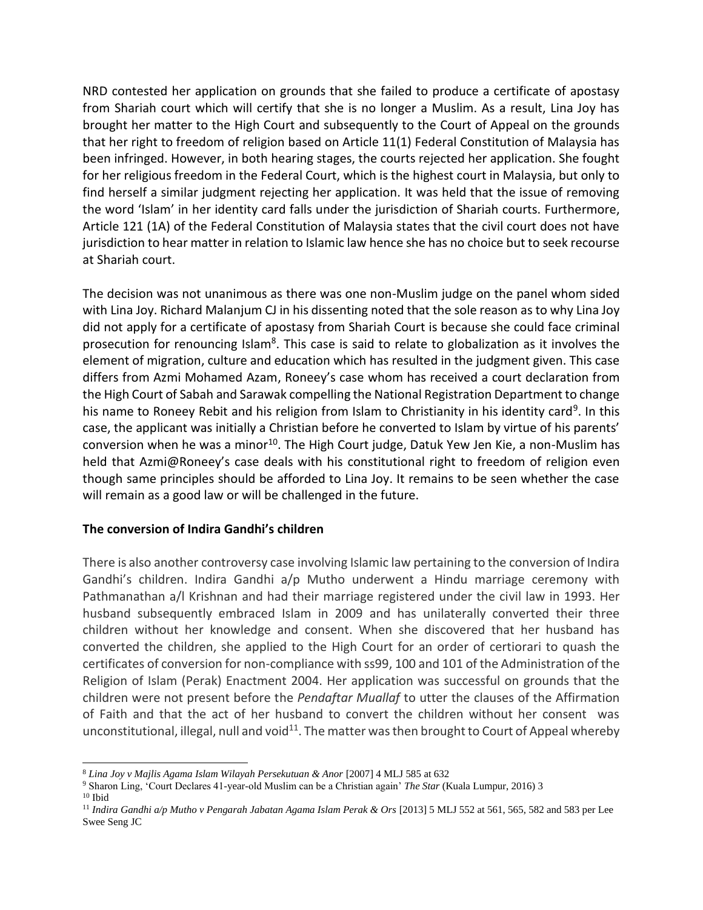NRD contested her application on grounds that she failed to produce a certificate of apostasy from Shariah court which will certify that she is no longer a Muslim. As a result, Lina Joy has brought her matter to the High Court and subsequently to the Court of Appeal on the grounds that her right to freedom of religion based on Article 11(1) Federal Constitution of Malaysia has been infringed. However, in both hearing stages, the courts rejected her application. She fought for her religious freedom in the Federal Court, which is the highest court in Malaysia, but only to find herself a similar judgment rejecting her application. It was held that the issue of removing the word 'Islam' in her identity card falls under the jurisdiction of Shariah courts. Furthermore, Article 121 (1A) of the Federal Constitution of Malaysia states that the civil court does not have jurisdiction to hear matter in relation to Islamic law hence she has no choice but to seek recourse at Shariah court.

The decision was not unanimous as there was one non-Muslim judge on the panel whom sided with Lina Joy. Richard Malanjum CJ in his dissenting noted that the sole reason as to why Lina Joy did not apply for a certificate of apostasy from Shariah Court is because she could face criminal prosecution for renouncing Islam[8]. This case is said to relate to globalization as it involves the element of migration, culture and education which has resulted in the judgment given. This case differs from Azmi Mohamed Azam, Roneey's case whom has received a court declaration from the High Court of Sabah and Sarawak compelling the National Registration Department to change his name to Roneey Rebit and his religion from Islam to Christianity in his identity card[9]. In this case, the applicant was initially a Christian before he converted to Islam by virtue of his parents' conversion when he was a minor[10]. The High Court judge, Datuk Yew Jen Kie, a non-Muslim has held that Azmi@Roneey's case deals with his constitutional right to freedom of religion even though same principles should be afforded to Lina Joy. It remains to be seen whether the case will remain as a good law or will be challenged in the future.

**The conversion of Indira Gandhi's children**

There is also another controversy case involving Islamic law pertaining to the conversion of Indira Gandhi's children. Indira Gandhi a/p Mutho underwent a Hindu marriage ceremony with Pathmanathan a/l Krishnan and had their marriage registered under the civil law in 1993. Her husband subsequently embraced Islam in 2009 and has unilaterally converted their three children without her knowledge and consent. When she discovered that her husband has converted the children, she applied to the High Court for an order of certiorari to quash the certificates of conversion for non-compliance with ss99, 100 and 101 of the Administration of the Religion of Islam (Perak) Enactment 2004. Her application was successful on grounds that the children were not present before the *Pendaftar Muallaf* to utter the clauses of the Affirmation of Faith and that the act of her husband to convert the children without her consent was unconstitutional, illegal, null and void[11]. The matter was then brought to Court of Appeal whereby

---

[8] *Lina Joy v Majlis Agama Islam Wilayah Persekutuan & Anor* [2007] 4 MLJ 585 at 632

[9] Sharon Ling, 'Court Declares 41-year-old Muslim can be a Christian again' *The Star* (Kuala Lumpur, 2016) 3

[10] Ibid

[11] *Indira Gandhi a/p Mutho v Pengarah Jabatan Agama Islam Perak & Ors* [2013] 5 MLJ 552 at 561, 565, 582 and 583 per Lee Swee Seng JC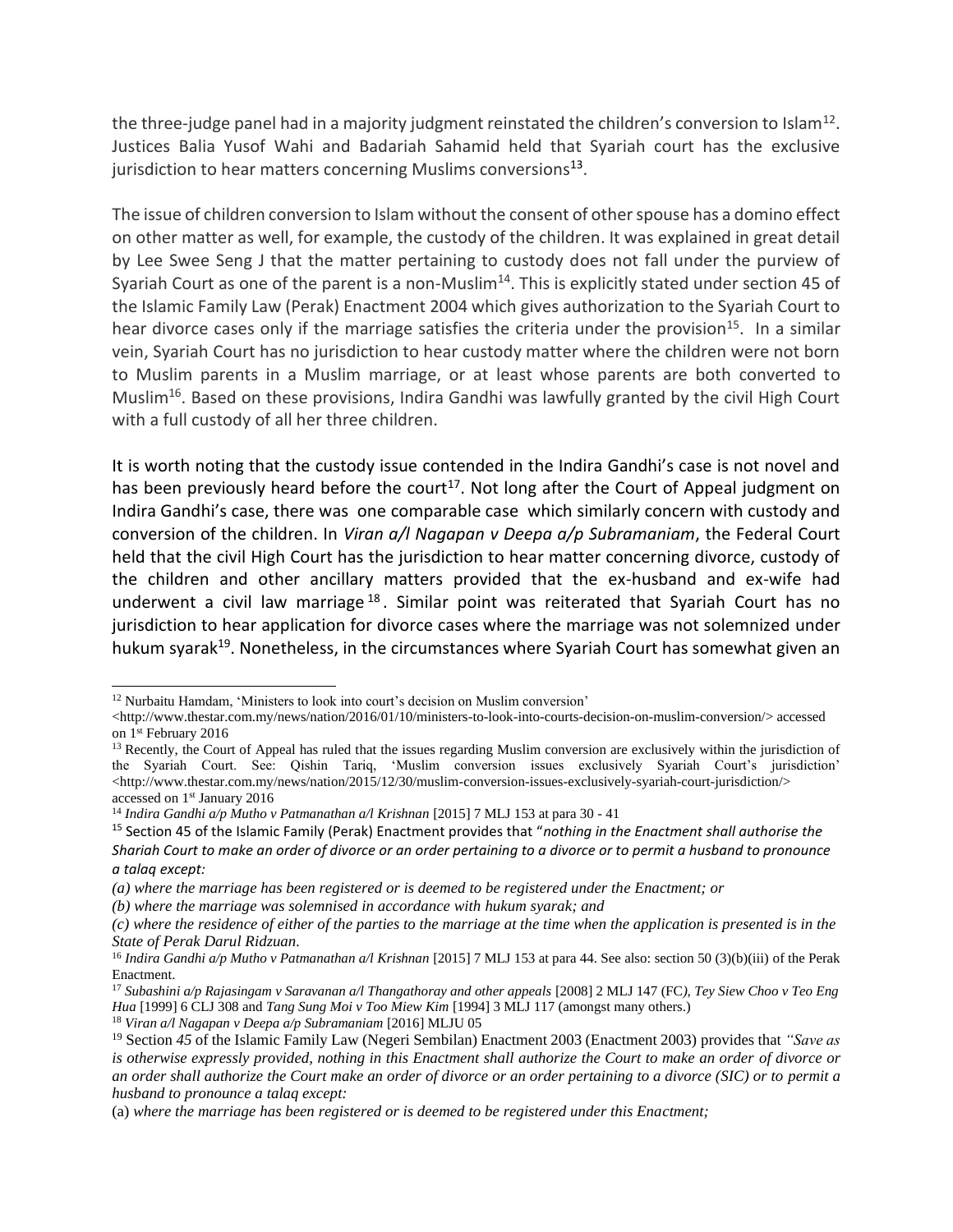the three-judge panel had in a majority judgment reinstated the children's conversion to Islam[12]. Justices Balia Yusof Wahi and Badariah Sahamid held that Syariah court has the exclusive jurisdiction to hear matters concerning Muslims conversions[13].

The issue of children conversion to Islam without the consent of other spouse has a domino effect on other matter as well, for example, the custody of the children. It was explained in great detail by Lee Swee Seng J that the matter pertaining to custody does not fall under the purview of Syariah Court as one of the parent is a non-Muslim[14]. This is explicitly stated under section 45 of the Islamic Family Law (Perak) Enactment 2004 which gives authorization to the Syariah Court to hear divorce cases only if the marriage satisfies the criteria under the provision[15]. In a similar vein, Syariah Court has no jurisdiction to hear custody matter where the children were not born to Muslim parents in a Muslim marriage, or at least whose parents are both converted to Muslim[16]. Based on these provisions, Indira Gandhi was lawfully granted by the civil High Court with a full custody of all her three children.

It is worth noting that the custody issue contended in the Indira Gandhi's case is not novel and has been previously heard before the court[17]. Not long after the Court of Appeal judgment on Indira Gandhi's case, there was one comparable case which similarly concern with custody and conversion of the children. In *Viran a/l Nagapan v Deepa a/p Subramaniam*, the Federal Court held that the civil High Court has the jurisdiction to hear matter concerning divorce, custody of the children and other ancillary matters provided that the ex-husband and ex-wife had underwent a civil law marriage[18]. Similar point was reiterated that Syariah Court has no jurisdiction to hear application for divorce cases where the marriage was not solemnized under hukum syarak[19]. Nonetheless, in the circumstances where Syariah Court has somewhat given an

---

[12] Nurbaitu Hamdam, 'Ministers to look into court's decision on Muslim conversion' <http://www.thestar.com.my/news/nation/2016/01/10/ministers-to-look-into-courts-decision-on-muslim-conversion/> accessed on 1st February 2016

[13] Recently, the Court of Appeal has ruled that the issues regarding Muslim conversion are exclusively within the jurisdiction of the Syariah Court. See: Qishin Tariq, 'Muslim conversion issues exclusively Syariah Court's jurisdiction' <http://www.thestar.com.my/news/nation/2015/12/30/muslim-conversion-issues-exclusively-syariah-court-jurisdiction/> accessed on 1st January 2016

[14] *Indira Gandhi a/p Mutho v Patmanathan a/l Krishnan* [2015] 7 MLJ 153 at para 30 - 41

[15] Section 45 of the Islamic Family (Perak) Enactment provides that "*nothing in the Enactment shall authorise the Shariah Court to make an order of divorce or an order pertaining to a divorce or to permit a husband to pronounce a talaq except:*

*(a) where the marriage has been registered or is deemed to be registered under the Enactment; or*

*(b) where the marriage was solemnised in accordance with hukum syarak; and*

*(c) where the residence of either of the parties to the marriage at the time when the application is presented is in the State of Perak Darul Ridzuan.*

[16] *Indira Gandhi a/p Mutho v Patmanathan a/l Krishnan* [2015] 7 MLJ 153 at para 44. See also: section 50 (3)(b)(iii) of the Perak Enactment.

[17] *Subashini a/p Rajasingam v Saravanan a/l Thangathoray and other appeals* [2008] 2 MLJ 147 (FC), *Tey Siew Choo v Teo Eng Hua* [1999] 6 CLJ 308 and *Tang Sung Moi v Too Miew Kim* [1994] 3 MLJ 117 (amongst many others.)

[18] *Viran a/l Nagapan v Deepa a/p Subramaniam* [2016] MLJU 05

[19] Section *45* of the Islamic Family Law (Negeri Sembilan) Enactment 2003 (Enactment 2003) provides that *"Save as is otherwise expressly provided, nothing in this Enactment shall authorize the Court to make an order of divorce or an order shall authorize the Court make an order of divorce or an order pertaining to a divorce (SIC) or to permit a husband to pronounce a talaq except:*

(a) *where the marriage has been registered or is deemed to be registered under this Enactment;*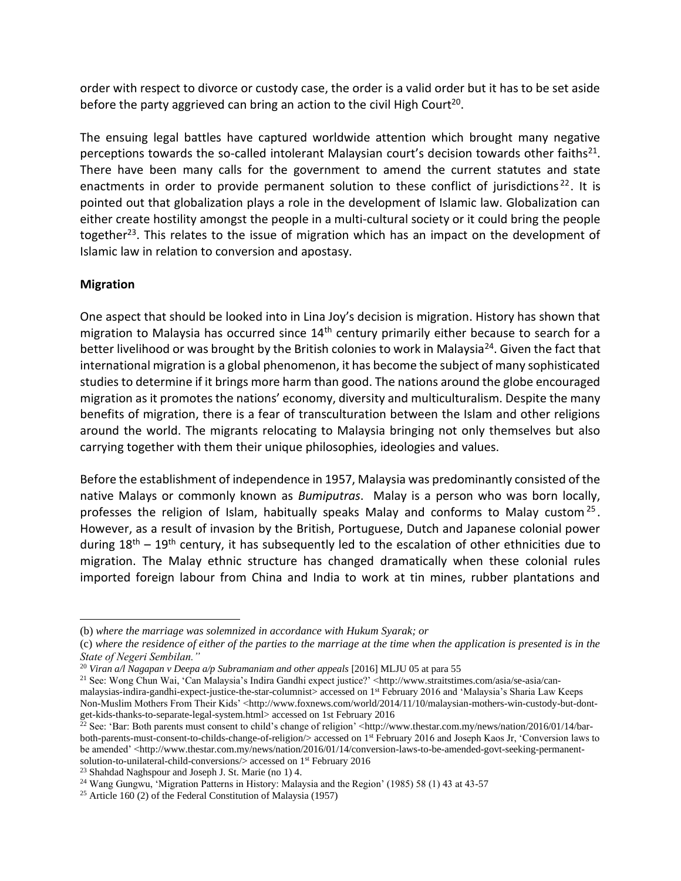order with respect to divorce or custody case, the order is a valid order but it has to be set aside before the party aggrieved can bring an action to the civil High Court[20].

The ensuing legal battles have captured worldwide attention which brought many negative perceptions towards the so-called intolerant Malaysian court's decision towards other faiths[21]. There have been many calls for the government to amend the current statutes and state enactments in order to provide permanent solution to these conflict of jurisdictions[22]. It is pointed out that globalization plays a role in the development of Islamic law. Globalization can either create hostility amongst the people in a multi-cultural society or it could bring the people together[23]. This relates to the issue of migration which has an impact on the development of Islamic law in relation to conversion and apostasy.

**Migration**

One aspect that should be looked into in Lina Joy's decision is migration. History has shown that migration to Malaysia has occurred since 14th century primarily either because to search for a better livelihood or was brought by the British colonies to work in Malaysia[24]. Given the fact that international migration is a global phenomenon, it has become the subject of many sophisticated studies to determine if it brings more harm than good. The nations around the globe encouraged migration as it promotes the nations' economy, diversity and multiculturalism. Despite the many benefits of migration, there is a fear of transculturation between the Islam and other religions around the world. The migrants relocating to Malaysia bringing not only themselves but also carrying together with them their unique philosophies, ideologies and values.

Before the establishment of independence in 1957, Malaysia was predominantly consisted of the native Malays or commonly known as *Bumiputras*. Malay is a person who was born locally, professes the religion of Islam, habitually speaks Malay and conforms to Malay custom[25]. However, as a result of invasion by the British, Portuguese, Dutch and Japanese colonial power during 18th – 19th century, it has subsequently led to the escalation of other ethnicities due to migration. The Malay ethnic structure has changed dramatically when these colonial rules imported foreign labour from China and India to work at tin mines, rubber plantations and

---

(b) *where the marriage was solemnized in accordance with Hukum Syarak; or*

(c) *where the residence of either of the parties to the marriage at the time when the application is presented is in the State of Negeri Sembilan."*

[20] *Viran a/l Nagapan v Deepa a/p Subramaniam and other appeals* [2016] MLJU 05 at para 55

[21] See: Wong Chun Wai, 'Can Malaysia's Indira Gandhi expect justice?' <http://www.straitstimes.com/asia/se-asia/can-malaysias-indira-gandhi-expect-justice-the-star-columnist> accessed on 1st February 2016 and 'Malaysia's Sharia Law Keeps Non-Muslim Mothers From Their Kids' <http://www.foxnews.com/world/2014/11/10/malaysian-mothers-win-custody-but-dont-get-kids-thanks-to-separate-legal-system.html> accessed on 1st February 2016

[22] See: 'Bar: Both parents must consent to child's change of religion' <http://www.thestar.com.my/news/nation/2016/01/14/bar-both-parents-must-consent-to-childs-change-of-religion/> accessed on 1st February 2016 and Joseph Kaos Jr, 'Conversion laws to be amended' <http://www.thestar.com.my/news/nation/2016/01/14/conversion-laws-to-be-amended-govt-seeking-permanent-solution-to-unilateral-child-conversions/> accessed on 1st February 2016

[23] Shahdad Naghspour and Joseph J. St. Marie (no 1) 4.

[24] Wang Gungwu, 'Migration Patterns in History: Malaysia and the Region' (1985) 58 (1) 43 at 43-57

[25] Article 160 (2) of the Federal Constitution of Malaysia (1957)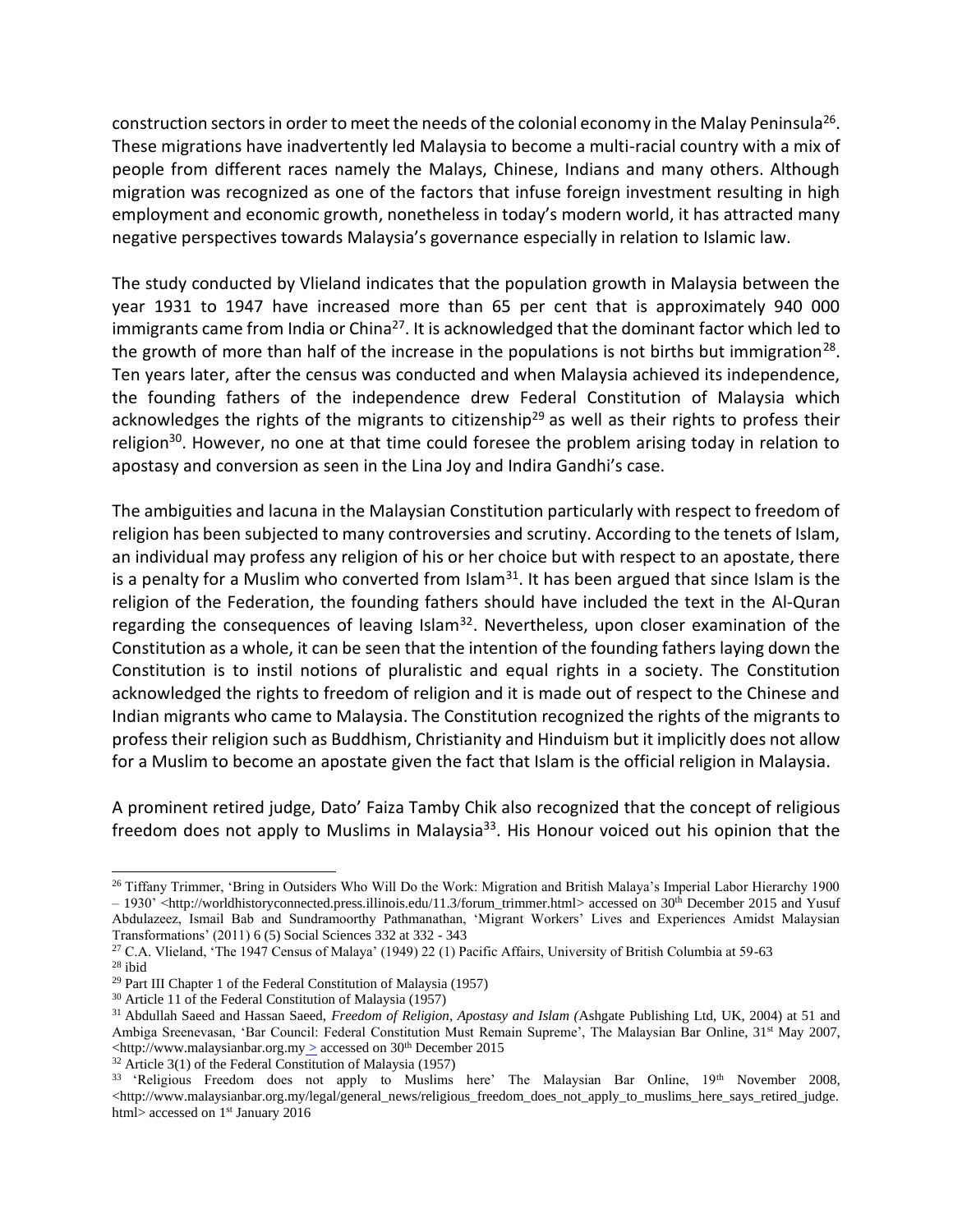construction sectors in order to meet the needs of the colonial economy in the Malay Peninsula[26]. These migrations have inadvertently led Malaysia to become a multi-racial country with a mix of people from different races namely the Malays, Chinese, Indians and many others. Although migration was recognized as one of the factors that infuse foreign investment resulting in high employment and economic growth, nonetheless in today's modern world, it has attracted many negative perspectives towards Malaysia's governance especially in relation to Islamic law.

The study conducted by Vlieland indicates that the population growth in Malaysia between the year 1931 to 1947 have increased more than 65 per cent that is approximately 940 000 immigrants came from India or China[27]. It is acknowledged that the dominant factor which led to the growth of more than half of the increase in the populations is not births but immigration[28]. Ten years later, after the census was conducted and when Malaysia achieved its independence, the founding fathers of the independence drew Federal Constitution of Malaysia which acknowledges the rights of the migrants to citizenship[29] as well as their rights to profess their religion[30]. However, no one at that time could foresee the problem arising today in relation to apostasy and conversion as seen in the Lina Joy and Indira Gandhi's case.

The ambiguities and lacuna in the Malaysian Constitution particularly with respect to freedom of religion has been subjected to many controversies and scrutiny. According to the tenets of Islam, an individual may profess any religion of his or her choice but with respect to an apostate, there is a penalty for a Muslim who converted from Islam[31]. It has been argued that since Islam is the religion of the Federation, the founding fathers should have included the text in the Al-Quran regarding the consequences of leaving Islam[32]. Nevertheless, upon closer examination of the Constitution as a whole, it can be seen that the intention of the founding fathers laying down the Constitution is to instil notions of pluralistic and equal rights in a society. The Constitution acknowledged the rights to freedom of religion and it is made out of respect to the Chinese and Indian migrants who came to Malaysia. The Constitution recognized the rights of the migrants to profess their religion such as Buddhism, Christianity and Hinduism but it implicitly does not allow for a Muslim to become an apostate given the fact that Islam is the official religion in Malaysia.

A prominent retired judge, Dato' Faiza Tamby Chik also recognized that the concept of religious freedom does not apply to Muslims in Malaysia[33]. His Honour voiced out his opinion that the

---

[26] Tiffany Trimmer, 'Bring in Outsiders Who Will Do the Work: Migration and British Malaya's Imperial Labor Hierarchy 1900 – 1930' <http://worldhistoryconnected.press.illinois.edu/11.3/forum_trimmer.html> accessed on 30th December 2015 and Yusuf Abdulazeez, Ismail Bab and Sundramoorthy Pathmanathan, 'Migrant Workers' Lives and Experiences Amidst Malaysian Transformations' (2011) 6 (5) Social Sciences 332 at 332 - 343

[27] C.A. Vlieland, 'The 1947 Census of Malaya' (1949) 22 (1) Pacific Affairs, University of British Columbia at 59-63

[28] ibid

[29] Part III Chapter 1 of the Federal Constitution of Malaysia (1957)

[30] Article 11 of the Federal Constitution of Malaysia (1957)

[31] Abdullah Saeed and Hassan Saeed, *Freedom of Religion, Apostasy and Islam* (Ashgate Publishing Ltd, UK, 2004) at 51 and Ambiga Sreenevasan, 'Bar Council: Federal Constitution Must Remain Supreme', The Malaysian Bar Online, 31st May 2007, <http://www.malaysianbar.org.my > accessed on 30th December 2015

[32] Article 3(1) of the Federal Constitution of Malaysia (1957)

[33] 'Religious Freedom does not apply to Muslims here' The Malaysian Bar Online, 19th November 2008, <http://www.malaysianbar.org.my/legal/general_news/religious_freedom_does_not_apply_to_muslims_here_says_retired_judge.html> accessed on 1st January 2016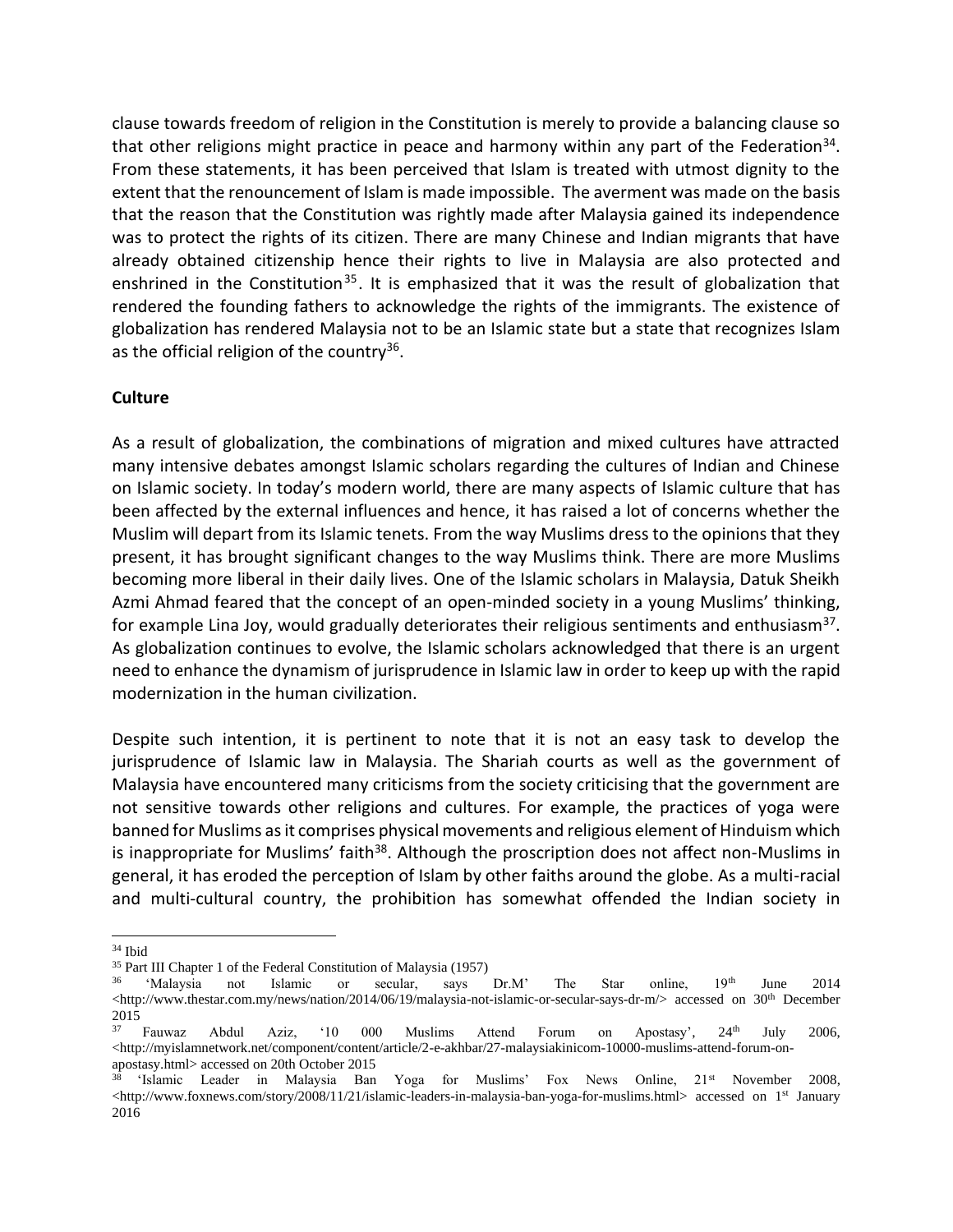clause towards freedom of religion in the Constitution is merely to provide a balancing clause so that other religions might practice in peace and harmony within any part of the Federation[34]. From these statements, it has been perceived that Islam is treated with utmost dignity to the extent that the renouncement of Islam is made impossible. The averment was made on the basis that the reason that the Constitution was rightly made after Malaysia gained its independence was to protect the rights of its citizen. There are many Chinese and Indian migrants that have already obtained citizenship hence their rights to live in Malaysia are also protected and enshrined in the Constitution[35]. It is emphasized that it was the result of globalization that rendered the founding fathers to acknowledge the rights of the immigrants. The existence of globalization has rendered Malaysia not to be an Islamic state but a state that recognizes Islam as the official religion of the country[36].

## Culture

As a result of globalization, the combinations of migration and mixed cultures have attracted many intensive debates amongst Islamic scholars regarding the cultures of Indian and Chinese on Islamic society. In today's modern world, there are many aspects of Islamic culture that has been affected by the external influences and hence, it has raised a lot of concerns whether the Muslim will depart from its Islamic tenets. From the way Muslims dress to the opinions that they present, it has brought significant changes to the way Muslims think. There are more Muslims becoming more liberal in their daily lives. One of the Islamic scholars in Malaysia, Datuk Sheikh Azmi Ahmad feared that the concept of an open-minded society in a young Muslims' thinking, for example Lina Joy, would gradually deteriorates their religious sentiments and enthusiasm[37]. As globalization continues to evolve, the Islamic scholars acknowledged that there is an urgent need to enhance the dynamism of jurisprudence in Islamic law in order to keep up with the rapid modernization in the human civilization.

Despite such intention, it is pertinent to note that it is not an easy task to develop the jurisprudence of Islamic law in Malaysia. The Shariah courts as well as the government of Malaysia have encountered many criticisms from the society criticising that the government are not sensitive towards other religions and cultures. For example, the practices of yoga were banned for Muslims as it comprises physical movements and religious element of Hinduism which is inappropriate for Muslims' faith[38]. Although the proscription does not affect non-Muslims in general, it has eroded the perception of Islam by other faiths around the globe. As a multi-racial and multi-cultural country, the prohibition has somewhat offended the Indian society in

---

[34] Ibid

[35] Part III Chapter 1 of the Federal Constitution of Malaysia (1957)

[36] 'Malaysia not Islamic or secular, says Dr.M' The Star online, 19th June 2014 <http://www.thestar.com.my/news/nation/2014/06/19/malaysia-not-islamic-or-secular-says-dr-m/> accessed on 30th December 2015

[37] Fauwaz Abdul Aziz, '10 000 Muslims Attend Forum on Apostasy', 24th July 2006, <http://myislamnetwork.net/component/content/article/2-e-akhbar/27-malaysiakinicom-10000-muslims-attend-forum-on-apostasy.html> accessed on 20th October 2015

[38] 'Islamic Leader in Malaysia Ban Yoga for Muslims' Fox News Online, 21st November 2008, <http://www.foxnews.com/story/2008/11/21/islamic-leaders-in-malaysia-ban-yoga-for-muslims.html> accessed on 1st January 2016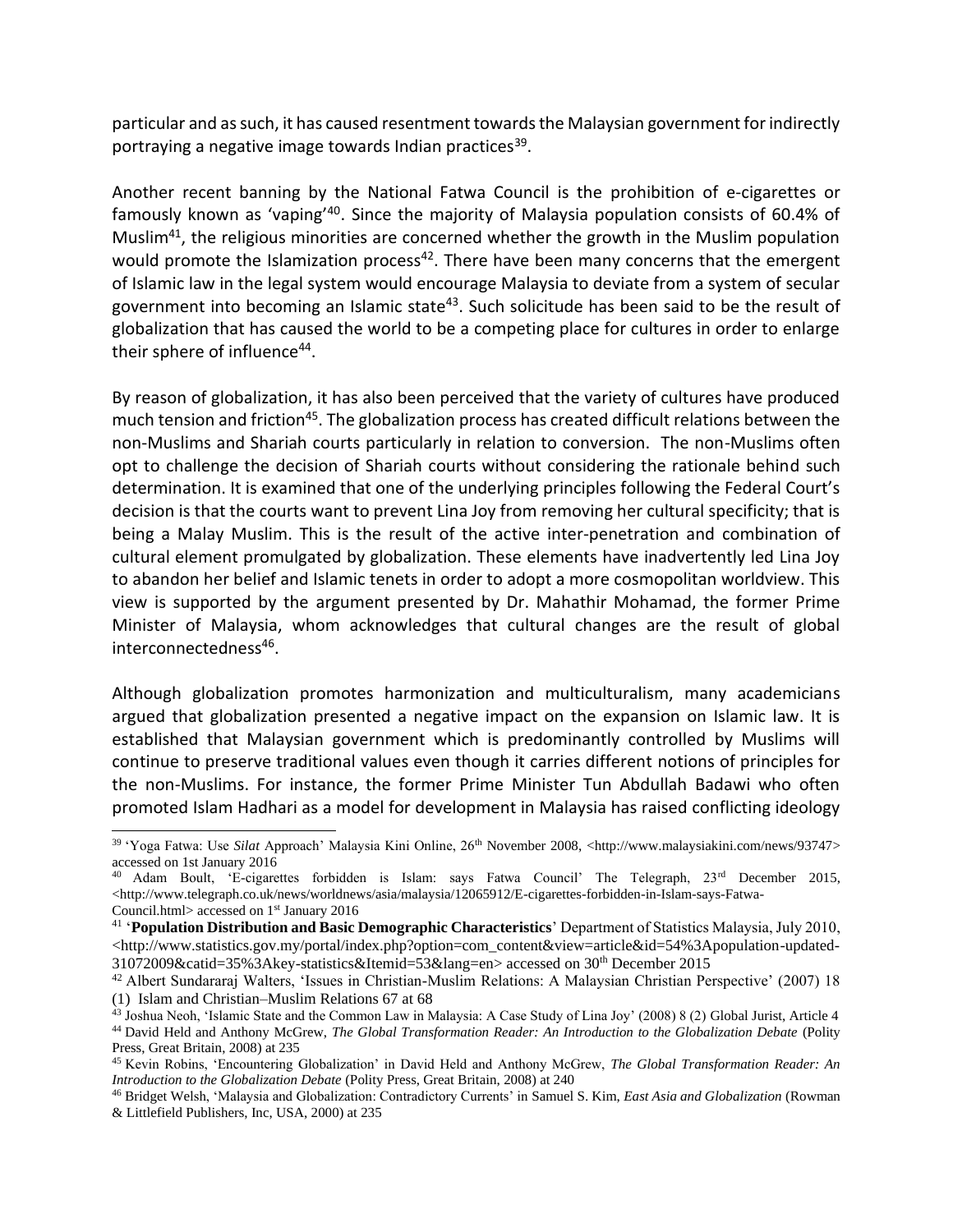particular and as such, it has caused resentment towards the Malaysian government for indirectly portraying a negative image towards Indian practices[39].

Another recent banning by the National Fatwa Council is the prohibition of e-cigarettes or famously known as 'vaping'[40]. Since the majority of Malaysia population consists of 60.4% of Muslim[41], the religious minorities are concerned whether the growth in the Muslim population would promote the Islamization process[42]. There have been many concerns that the emergent of Islamic law in the legal system would encourage Malaysia to deviate from a system of secular government into becoming an Islamic state[43]. Such solicitude has been said to be the result of globalization that has caused the world to be a competing place for cultures in order to enlarge their sphere of influence[44].

By reason of globalization, it has also been perceived that the variety of cultures have produced much tension and friction[45]. The globalization process has created difficult relations between the non-Muslims and Shariah courts particularly in relation to conversion. The non-Muslims often opt to challenge the decision of Shariah courts without considering the rationale behind such determination. It is examined that one of the underlying principles following the Federal Court's decision is that the courts want to prevent Lina Joy from removing her cultural specificity; that is being a Malay Muslim. This is the result of the active inter-penetration and combination of cultural element promulgated by globalization. These elements have inadvertently led Lina Joy to abandon her belief and Islamic tenets in order to adopt a more cosmopolitan worldview. This view is supported by the argument presented by Dr. Mahathir Mohamad, the former Prime Minister of Malaysia, whom acknowledges that cultural changes are the result of global interconnectedness[46].

Although globalization promotes harmonization and multiculturalism, many academicians argued that globalization presented a negative impact on the expansion on Islamic law. It is established that Malaysian government which is predominantly controlled by Muslims will continue to preserve traditional values even though it carries different notions of principles for the non-Muslims. For instance, the former Prime Minister Tun Abdullah Badawi who often promoted Islam Hadhari as a model for development in Malaysia has raised conflicting ideology

---

[39] 'Yoga Fatwa: Use *Silat* Approach' Malaysia Kini Online, 26th November 2008, <http://www.malaysiakini.com/news/93747> accessed on 1st January 2016

[40] Adam Boult, 'E-cigarettes forbidden is Islam: says Fatwa Council' The Telegraph, 23rd December 2015, <http://www.telegraph.co.uk/news/worldnews/asia/malaysia/12065912/E-cigarettes-forbidden-in-Islam-says-Fatwa-Council.html> accessed on 1st January 2016

[41] '**Population Distribution and Basic Demographic Characteristics**' Department of Statistics Malaysia, July 2010, <http://www.statistics.gov.my/portal/index.php?option=com_content&view=article&id=54%3Apopulation-updated-31072009&catid=35%3Akey-statistics&Itemid=53&lang=en> accessed on 30th December 2015

[42] Albert Sundararaj Walters, 'Issues in Christian-Muslim Relations: A Malaysian Christian Perspective' (2007) 18 (1) Islam and Christian–Muslim Relations 67 at 68

[43] Joshua Neoh, 'Islamic State and the Common Law in Malaysia: A Case Study of Lina Joy' (2008) 8 (2) Global Jurist, Article 4

[44] David Held and Anthony McGrew, *The Global Transformation Reader: An Introduction to the Globalization Debate* (Polity Press, Great Britain, 2008) at 235

[45] Kevin Robins, 'Encountering Globalization' in David Held and Anthony McGrew, *The Global Transformation Reader: An Introduction to the Globalization Debate* (Polity Press, Great Britain, 2008) at 240

[46] Bridget Welsh, 'Malaysia and Globalization: Contradictory Currents' in Samuel S. Kim, *East Asia and Globalization* (Rowman & Littlefield Publishers, Inc, USA, 2000) at 235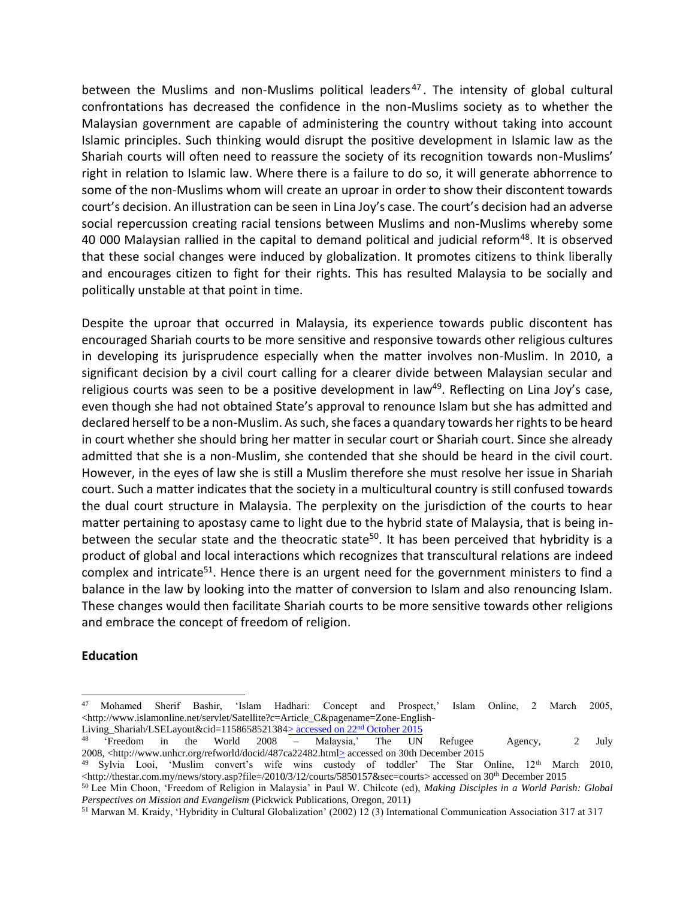between the Muslims and non-Muslims political leaders[47]. The intensity of global cultural confrontations has decreased the confidence in the non-Muslims society as to whether the Malaysian government are capable of administering the country without taking into account Islamic principles. Such thinking would disrupt the positive development in Islamic law as the Shariah courts will often need to reassure the society of its recognition towards non-Muslims' right in relation to Islamic law. Where there is a failure to do so, it will generate abhorrence to some of the non-Muslims whom will create an uproar in order to show their discontent towards court's decision. An illustration can be seen in Lina Joy's case. The court's decision had an adverse social repercussion creating racial tensions between Muslims and non-Muslims whereby some 40 000 Malaysian rallied in the capital to demand political and judicial reform[48]. It is observed that these social changes were induced by globalization. It promotes citizens to think liberally and encourages citizen to fight for their rights. This has resulted Malaysia to be socially and politically unstable at that point in time.

Despite the uproar that occurred in Malaysia, its experience towards public discontent has encouraged Shariah courts to be more sensitive and responsive towards other religious cultures in developing its jurisprudence especially when the matter involves non-Muslim. In 2010, a significant decision by a civil court calling for a clearer divide between Malaysian secular and religious courts was seen to be a positive development in law[49]. Reflecting on Lina Joy's case, even though she had not obtained State's approval to renounce Islam but she has admitted and declared herself to be a non-Muslim. As such, she faces a quandary towards her rights to be heard in court whether she should bring her matter in secular court or Shariah court. Since she already admitted that she is a non-Muslim, she contended that she should be heard in the civil court. However, in the eyes of law she is still a Muslim therefore she must resolve her issue in Shariah court. Such a matter indicates that the society in a multicultural country is still confused towards the dual court structure in Malaysia. The perplexity on the jurisdiction of the courts to hear matter pertaining to apostasy came to light due to the hybrid state of Malaysia, that is being in-between the secular state and the theocratic state[50]. It has been perceived that hybridity is a product of global and local interactions which recognizes that transcultural relations are indeed complex and intricate[51]. Hence there is an urgent need for the government ministers to find a balance in the law by looking into the matter of conversion to Islam and also renouncing Islam. These changes would then facilitate Shariah courts to be more sensitive towards other religions and embrace the concept of freedom of religion.

**Education**

---

[47] Mohamed Sherif Bashir, 'Islam Hadhari: Concept and Prospect,' Islam Online, 2 March 2005, <http://www.islamonline.net/servlet/Satellite?c=Article_C&pagename=Zone-English-Living_Shariah/LSELayout&cid=1158658521384> accessed on 22nd October 2015

[48] 'Freedom in the World 2008 – Malaysia,' The UN Refugee Agency, 2 July 2008, <http://www.unhcr.org/refworld/docid/487ca22482.html> accessed on 30th December 2015

[49] Sylvia Looi, 'Muslim convert's wife wins custody of toddler' The Star Online, 12th March 2010, <http://thestar.com.my/news/story.asp?file=/2010/3/12/courts/5850157&sec=courts> accessed on 30th December 2015

[50] Lee Min Choon, 'Freedom of Religion in Malaysia' in Paul W. Chilcote (ed), *Making Disciples in a World Parish: Global Perspectives on Mission and Evangelism* (Pickwick Publications, Oregon, 2011)

[51] Marwan M. Kraidy, 'Hybridity in Cultural Globalization' (2002) 12 (3) International Communication Association 317 at 317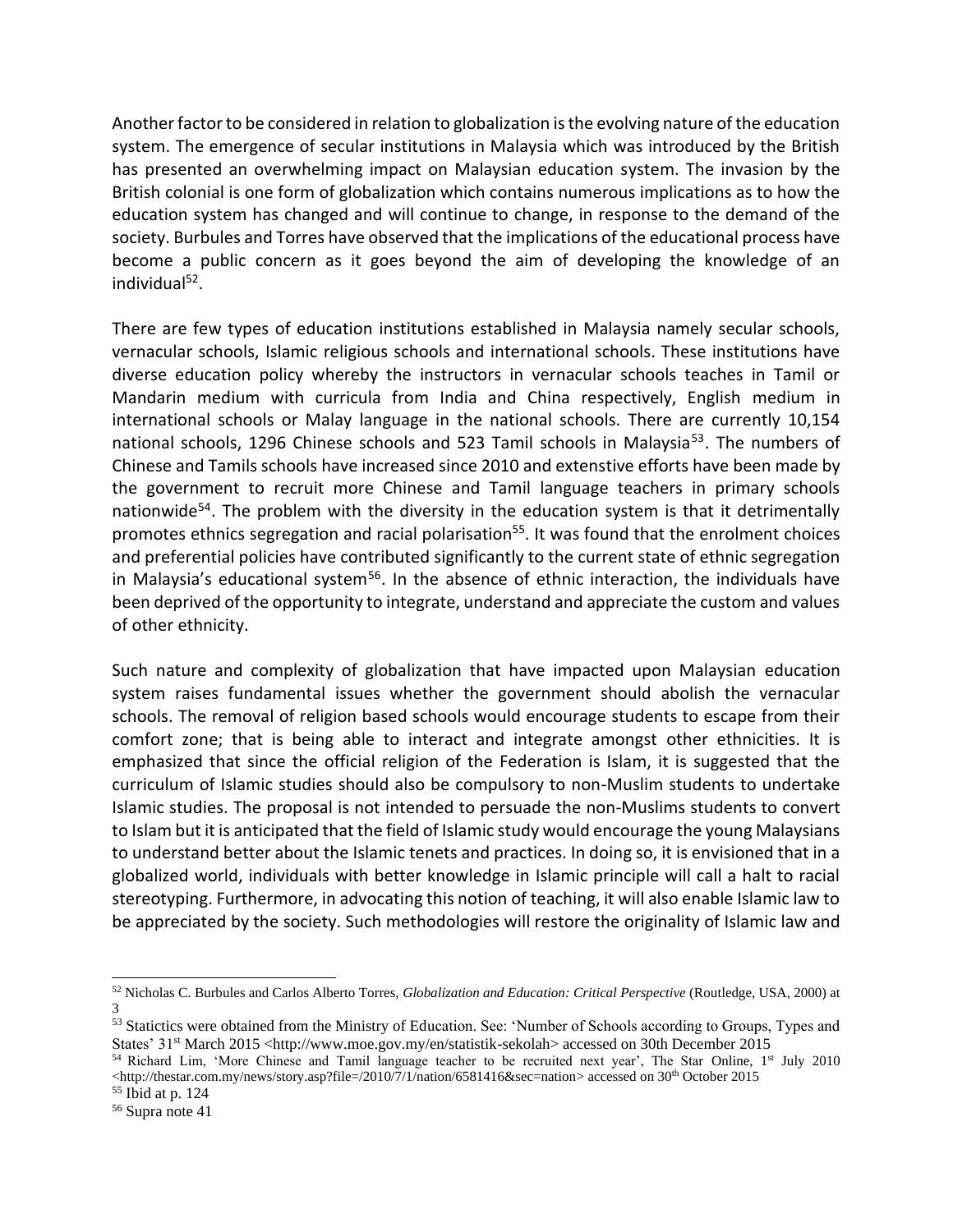Another factor to be considered in relation to globalization is the evolving nature of the education system. The emergence of secular institutions in Malaysia which was introduced by the British has presented an overwhelming impact on Malaysian education system. The invasion by the British colonial is one form of globalization which contains numerous implications as to how the education system has changed and will continue to change, in response to the demand of the society. Burbules and Torres have observed that the implications of the educational process have become a public concern as it goes beyond the aim of developing the knowledge of an individual[52].

There are few types of education institutions established in Malaysia namely secular schools, vernacular schools, Islamic religious schools and international schools. These institutions have diverse education policy whereby the instructors in vernacular schools teaches in Tamil or Mandarin medium with curricula from India and China respectively, English medium in international schools or Malay language in the national schools. There are currently 10,154 national schools, 1296 Chinese schools and 523 Tamil schools in Malaysia[53]. The numbers of Chinese and Tamils schools have increased since 2010 and extenstive efforts have been made by the government to recruit more Chinese and Tamil language teachers in primary schools nationwide[54]. The problem with the diversity in the education system is that it detrimentally promotes ethnics segregation and racial polarisation[55]. It was found that the enrolment choices and preferential policies have contributed significantly to the current state of ethnic segregation in Malaysia's educational system[56]. In the absence of ethnic interaction, the individuals have been deprived of the opportunity to integrate, understand and appreciate the custom and values of other ethnicity.

Such nature and complexity of globalization that have impacted upon Malaysian education system raises fundamental issues whether the government should abolish the vernacular schools. The removal of religion based schools would encourage students to escape from their comfort zone; that is being able to interact and integrate amongst other ethnicities. It is emphasized that since the official religion of the Federation is Islam, it is suggested that the curriculum of Islamic studies should also be compulsory to non-Muslim students to undertake Islamic studies. The proposal is not intended to persuade the non-Muslims students to convert to Islam but it is anticipated that the field of Islamic study would encourage the young Malaysians to understand better about the Islamic tenets and practices. In doing so, it is envisioned that in a globalized world, individuals with better knowledge in Islamic principle will call a halt to racial stereotyping. Furthermore, in advocating this notion of teaching, it will also enable Islamic law to be appreciated by the society. Such methodologies will restore the originality of Islamic law and

---

[52] Nicholas C. Burbules and Carlos Alberto Torres, *Globalization and Education: Critical Perspective* (Routledge, USA, 2000) at 3

[53] Statictics were obtained from the Ministry of Education. See: 'Number of Schools according to Groups, Types and States' 31st March 2015 <http://www.moe.gov.my/en/statistik-sekolah> accessed on 30th December 2015

[54] Richard Lim, 'More Chinese and Tamil language teacher to be recruited next year', The Star Online, 1st July 2010 <http://thestar.com.my/news/story.asp?file=/2010/7/1/nation/6581416&sec=nation> accessed on 30th October 2015

[55] Ibid at p. 124

[56] Supra note 41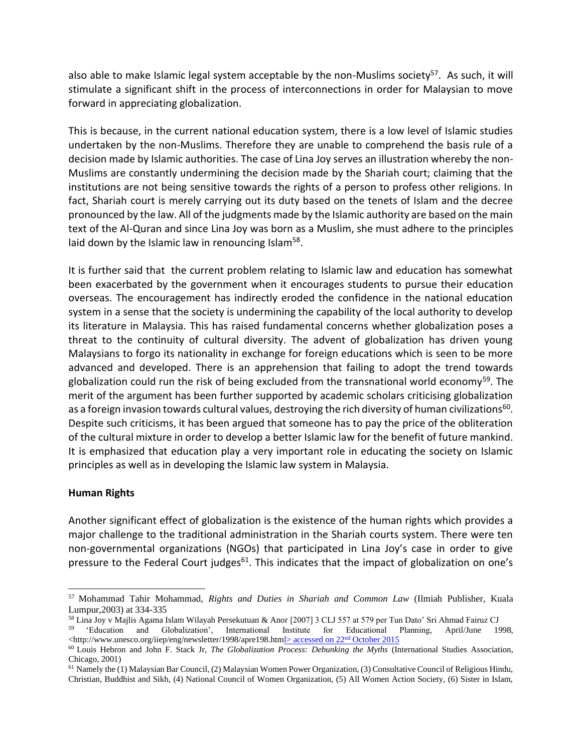also able to make Islamic legal system acceptable by the non-Muslims society[57]. As such, it will stimulate a significant shift in the process of interconnections in order for Malaysian to move forward in appreciating globalization.

This is because, in the current national education system, there is a low level of Islamic studies undertaken by the non-Muslims. Therefore they are unable to comprehend the basis rule of a decision made by Islamic authorities. The case of Lina Joy serves an illustration whereby the non-Muslims are constantly undermining the decision made by the Shariah court; claiming that the institutions are not being sensitive towards the rights of a person to profess other religions. In fact, Shariah court is merely carrying out its duty based on the tenets of Islam and the decree pronounced by the law. All of the judgments made by the Islamic authority are based on the main text of the Al-Quran and since Lina Joy was born as a Muslim, she must adhere to the principles laid down by the Islamic law in renouncing Islam[58].

It is further said that the current problem relating to Islamic law and education has somewhat been exacerbated by the government when it encourages students to pursue their education overseas. The encouragement has indirectly eroded the confidence in the national education system in a sense that the society is undermining the capability of the local authority to develop its literature in Malaysia. This has raised fundamental concerns whether globalization poses a threat to the continuity of cultural diversity. The advent of globalization has driven young Malaysians to forgo its nationality in exchange for foreign educations which is seen to be more advanced and developed. There is an apprehension that failing to adopt the trend towards globalization could run the risk of being excluded from the transnational world economy[59]. The merit of the argument has been further supported by academic scholars criticising globalization as a foreign invasion towards cultural values, destroying the rich diversity of human civilizations[60]. Despite such criticisms, it has been argued that someone has to pay the price of the obliteration of the cultural mixture in order to develop a better Islamic law for the benefit of future mankind. It is emphasized that education play a very important role in educating the society on Islamic principles as well as in developing the Islamic law system in Malaysia.

**Human Rights**

Another significant effect of globalization is the existence of the human rights which provides a major challenge to the traditional administration in the Shariah courts system. There were ten non-governmental organizations (NGOs) that participated in Lina Joy's case in order to give pressure to the Federal Court judges[61]. This indicates that the impact of globalization on one's

---

[57] Mohammad Tahir Mohammad, *Rights and Duties in Shariah and Common Law* (Ilmiah Publisher, Kuala Lumpur,2003) at 334-335

[58] Lina Joy v Majlis Agama Islam Wilayah Persekutuan & Anor [2007] 3 CLJ 557 at 579 per Tun Dato' Sri Ahmad Fairuz CJ

[59] 'Education and Globalization', International Institute for Educational Planning, April/June 1998, <http://www.unesco.org/iiep/eng/newsletter/1998/apre198.html> accessed on 22nd October 2015

[60] Louis Hebron and John F. Stack Jr, *The Globalization Process: Debunking the Myths* (International Studies Association, Chicago, 2001)

[61] Namely the (1) Malaysian Bar Council, (2) Malaysian Women Power Organization, (3) Consultative Council of Religious Hindu, Christian, Buddhist and Sikh, (4) National Council of Women Organization, (5) All Women Action Society, (6) Sister in Islam,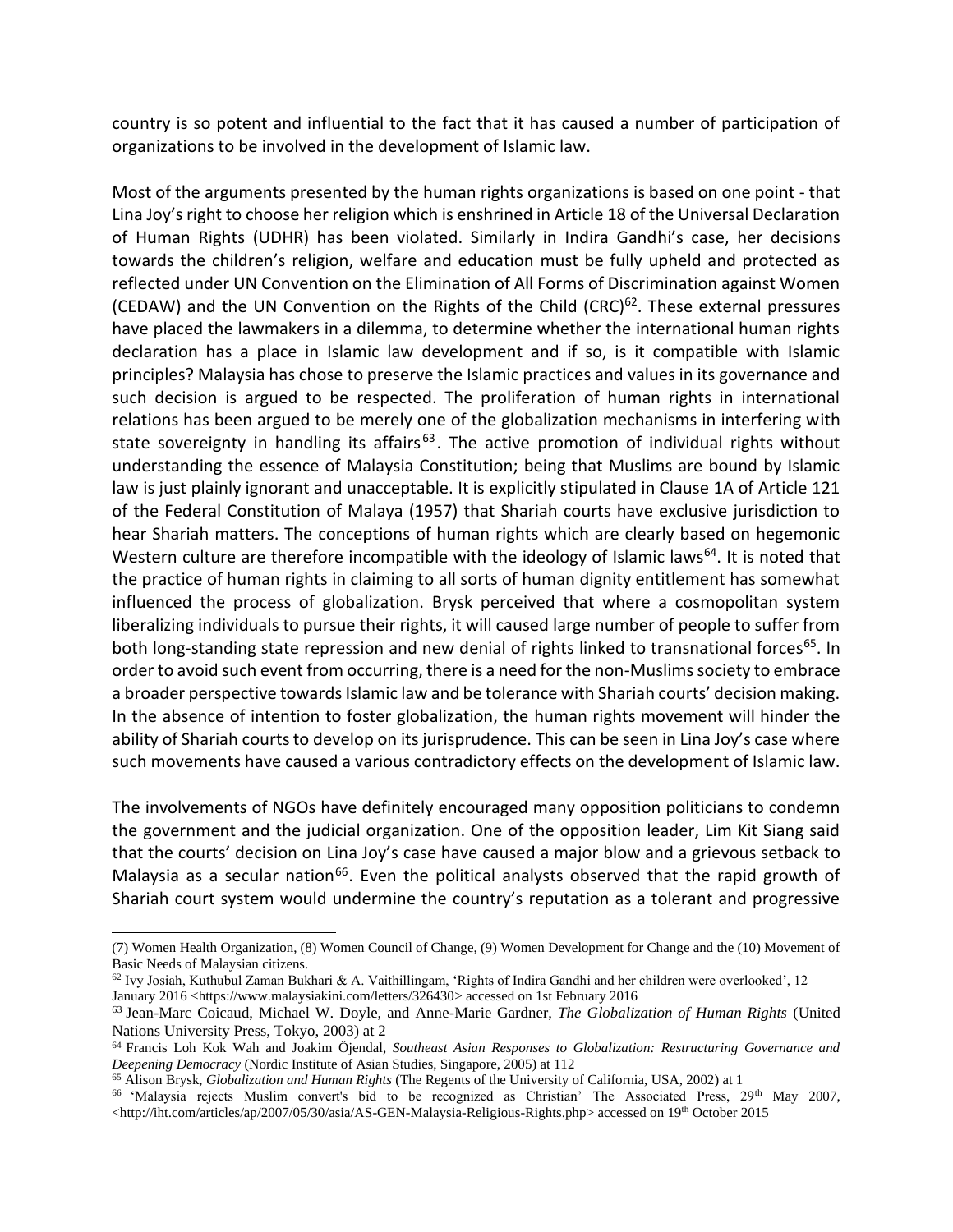country is so potent and influential to the fact that it has caused a number of participation of organizations to be involved in the development of Islamic law.

Most of the arguments presented by the human rights organizations is based on one point - that Lina Joy's right to choose her religion which is enshrined in Article 18 of the Universal Declaration of Human Rights (UDHR) has been violated. Similarly in Indira Gandhi's case, her decisions towards the children's religion, welfare and education must be fully upheld and protected as reflected under UN Convention on the Elimination of All Forms of Discrimination against Women (CEDAW) and the UN Convention on the Rights of the Child (CRC)[62]. These external pressures have placed the lawmakers in a dilemma, to determine whether the international human rights declaration has a place in Islamic law development and if so, is it compatible with Islamic principles? Malaysia has chose to preserve the Islamic practices and values in its governance and such decision is argued to be respected. The proliferation of human rights in international relations has been argued to be merely one of the globalization mechanisms in interfering with state sovereignty in handling its affairs[63]. The active promotion of individual rights without understanding the essence of Malaysia Constitution; being that Muslims are bound by Islamic law is just plainly ignorant and unacceptable. It is explicitly stipulated in Clause 1A of Article 121 of the Federal Constitution of Malaya (1957) that Shariah courts have exclusive jurisdiction to hear Shariah matters. The conceptions of human rights which are clearly based on hegemonic Western culture are therefore incompatible with the ideology of Islamic laws[64]. It is noted that the practice of human rights in claiming to all sorts of human dignity entitlement has somewhat influenced the process of globalization. Brysk perceived that where a cosmopolitan system liberalizing individuals to pursue their rights, it will caused large number of people to suffer from both long-standing state repression and new denial of rights linked to transnational forces[65]. In order to avoid such event from occurring, there is a need for the non-Muslims society to embrace a broader perspective towards Islamic law and be tolerance with Shariah courts' decision making. In the absence of intention to foster globalization, the human rights movement will hinder the ability of Shariah courts to develop on its jurisprudence. This can be seen in Lina Joy's case where such movements have caused a various contradictory effects on the development of Islamic law.

The involvements of NGOs have definitely encouraged many opposition politicians to condemn the government and the judicial organization. One of the opposition leader, Lim Kit Siang said that the courts' decision on Lina Joy's case have caused a major blow and a grievous setback to Malaysia as a secular nation[66]. Even the political analysts observed that the rapid growth of Shariah court system would undermine the country's reputation as a tolerant and progressive

---

(7) Women Health Organization, (8) Women Council of Change, (9) Women Development for Change and the (10) Movement of Basic Needs of Malaysian citizens.

[62] Ivy Josiah, Kuthubul Zaman Bukhari & A. Vaithillingam, 'Rights of Indira Gandhi and her children were overlooked', 12 January 2016 <https://www.malaysiakini.com/letters/326430> accessed on 1st February 2016

[63] Jean-Marc Coicaud, Michael W. Doyle, and Anne-Marie Gardner, *The Globalization of Human Rights* (United Nations University Press, Tokyo, 2003) at 2

[64] Francis Loh Kok Wah and Joakim Öjendal, *Southeast Asian Responses to Globalization: Restructuring Governance and Deepening Democracy* (Nordic Institute of Asian Studies, Singapore, 2005) at 112

[65] Alison Brysk, *Globalization and Human Rights* (The Regents of the University of California, USA, 2002) at 1

[66] 'Malaysia rejects Muslim convert's bid to be recognized as Christian' The Associated Press, 29th May 2007, <http://iht.com/articles/ap/2007/05/30/asia/AS-GEN-Malaysia-Religious-Rights.php> accessed on 19th October 2015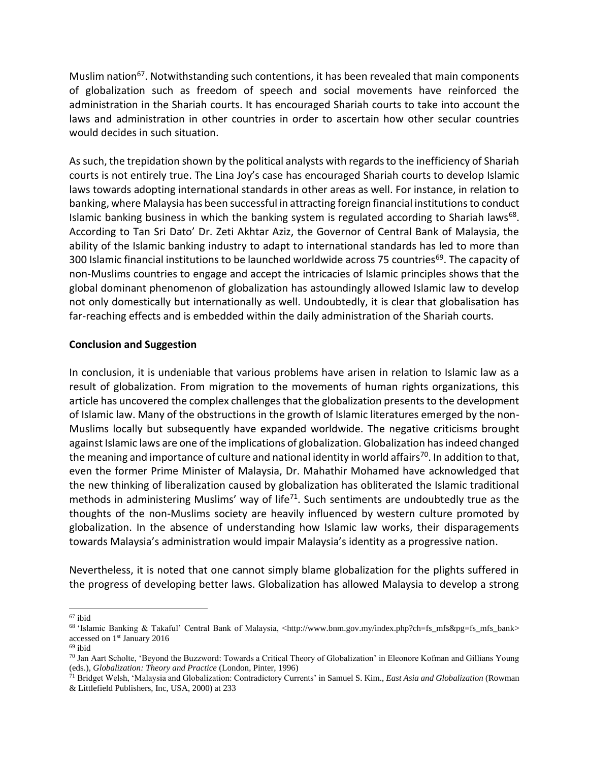Muslim nation[67]. Notwithstanding such contentions, it has been revealed that main components of globalization such as freedom of speech and social movements have reinforced the administration in the Shariah courts. It has encouraged Shariah courts to take into account the laws and administration in other countries in order to ascertain how other secular countries would decides in such situation.

As such, the trepidation shown by the political analysts with regards to the inefficiency of Shariah courts is not entirely true. The Lina Joy's case has encouraged Shariah courts to develop Islamic laws towards adopting international standards in other areas as well. For instance, in relation to banking, where Malaysia has been successful in attracting foreign financial institutions to conduct Islamic banking business in which the banking system is regulated according to Shariah laws[68]. According to Tan Sri Dato' Dr. Zeti Akhtar Aziz, the Governor of Central Bank of Malaysia, the ability of the Islamic banking industry to adapt to international standards has led to more than 300 Islamic financial institutions to be launched worldwide across 75 countries[69]. The capacity of non-Muslims countries to engage and accept the intricacies of Islamic principles shows that the global dominant phenomenon of globalization has astoundingly allowed Islamic law to develop not only domestically but internationally as well. Undoubtedly, it is clear that globalisation has far-reaching effects and is embedded within the daily administration of the Shariah courts.

**Conclusion and Suggestion**

In conclusion, it is undeniable that various problems have arisen in relation to Islamic law as a result of globalization. From migration to the movements of human rights organizations, this article has uncovered the complex challenges that the globalization presents to the development of Islamic law. Many of the obstructions in the growth of Islamic literatures emerged by the non-Muslims locally but subsequently have expanded worldwide. The negative criticisms brought against Islamic laws are one of the implications of globalization. Globalization has indeed changed the meaning and importance of culture and national identity in world affairs[70]. In addition to that, even the former Prime Minister of Malaysia, Dr. Mahathir Mohamed have acknowledged that the new thinking of liberalization caused by globalization has obliterated the Islamic traditional methods in administering Muslims' way of life[71]. Such sentiments are undoubtedly true as the thoughts of the non-Muslims society are heavily influenced by western culture promoted by globalization. In the absence of understanding how Islamic law works, their disparagements towards Malaysia's administration would impair Malaysia's identity as a progressive nation.

Nevertheless, it is noted that one cannot simply blame globalization for the plights suffered in the progress of developing better laws. Globalization has allowed Malaysia to develop a strong

---

[67] ibid

[68] 'Islamic Banking & Takaful' Central Bank of Malaysia, <http://www.bnm.gov.my/index.php?ch=fs_mfs&pg=fs_mfs_bank> accessed on 1st January 2016

[69] ibid

[70] Jan Aart Scholte, 'Beyond the Buzzword: Towards a Critical Theory of Globalization' in Eleonore Kofman and Gillians Young (eds.), *Globalization: Theory and Practice* (London, Pinter, 1996)

[71] Bridget Welsh, 'Malaysia and Globalization: Contradictory Currents' in Samuel S. Kim., *East Asia and Globalization* (Rowman & Littlefield Publishers, Inc, USA, 2000) at 233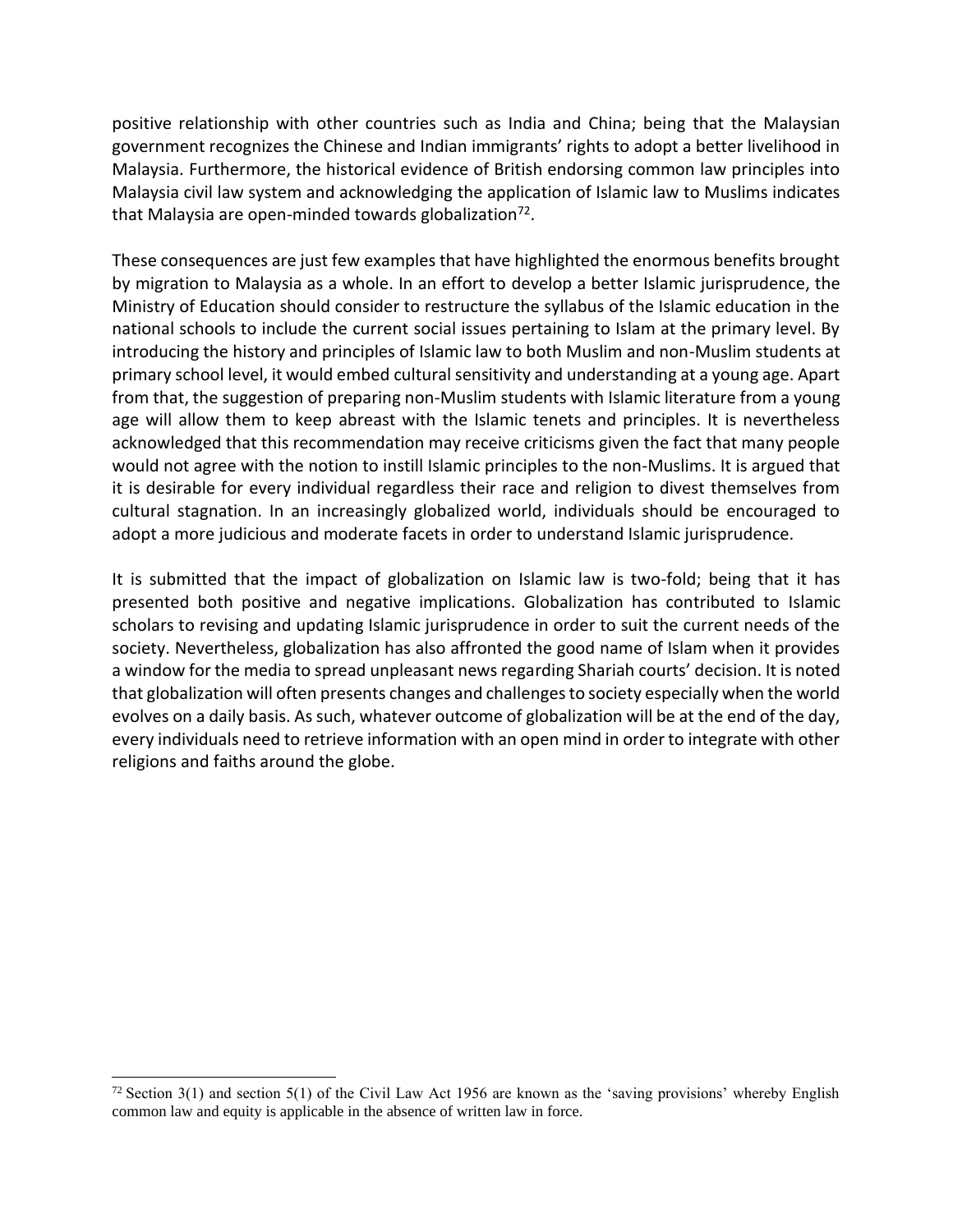positive relationship with other countries such as India and China; being that the Malaysian government recognizes the Chinese and Indian immigrants' rights to adopt a better livelihood in Malaysia. Furthermore, the historical evidence of British endorsing common law principles into Malaysia civil law system and acknowledging the application of Islamic law to Muslims indicates that Malaysia are open-minded towards globalization[72].

These consequences are just few examples that have highlighted the enormous benefits brought by migration to Malaysia as a whole. In an effort to develop a better Islamic jurisprudence, the Ministry of Education should consider to restructure the syllabus of the Islamic education in the national schools to include the current social issues pertaining to Islam at the primary level. By introducing the history and principles of Islamic law to both Muslim and non-Muslim students at primary school level, it would embed cultural sensitivity and understanding at a young age. Apart from that, the suggestion of preparing non-Muslim students with Islamic literature from a young age will allow them to keep abreast with the Islamic tenets and principles. It is nevertheless acknowledged that this recommendation may receive criticisms given the fact that many people would not agree with the notion to instill Islamic principles to the non-Muslims. It is argued that it is desirable for every individual regardless their race and religion to divest themselves from cultural stagnation. In an increasingly globalized world, individuals should be encouraged to adopt a more judicious and moderate facets in order to understand Islamic jurisprudence.

It is submitted that the impact of globalization on Islamic law is two-fold; being that it has presented both positive and negative implications. Globalization has contributed to Islamic scholars to revising and updating Islamic jurisprudence in order to suit the current needs of the society. Nevertheless, globalization has also affronted the good name of Islam when it provides a window for the media to spread unpleasant news regarding Shariah courts' decision. It is noted that globalization will often presents changes and challenges to society especially when the world evolves on a daily basis. As such, whatever outcome of globalization will be at the end of the day, every individuals need to retrieve information with an open mind in order to integrate with other religions and faiths around the globe.

---

[72] Section 3(1) and section 5(1) of the Civil Law Act 1956 are known as the 'saving provisions' whereby English common law and equity is applicable in the absence of written law in force.